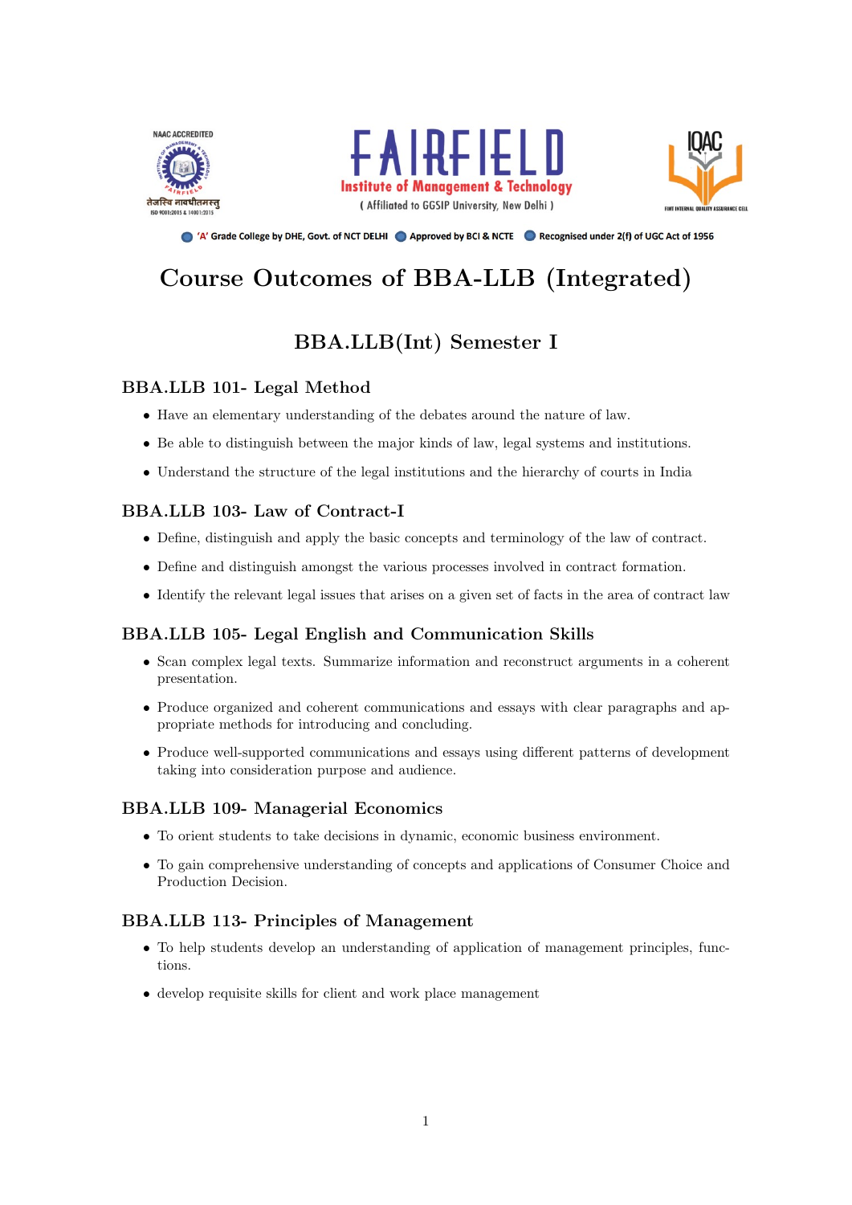FAIRFIELD

Institute of Management & Technology

( Affiliated to GGSIP University, New Delhi )

'A' Grade College by DHE, Govt. of NCT DELHI · Approved by BCI & NCTE · Recognised under 2(f) of UGC Act of 1956

# Course Outcomes of BBA-LLB (Integrated)

## BBA.LLB(Int) Semester I

### BBA.LLB 101- Legal Method

- Have an elementary understanding of the debates around the nature of law.
- Be able to distinguish between the major kinds of law, legal systems and institutions.
- Understand the structure of the legal institutions and the hierarchy of courts in India

### BBA.LLB 103- Law of Contract-I

- Define, distinguish and apply the basic concepts and terminology of the law of contract.
- Define and distinguish amongst the various processes involved in contract formation.
- Identify the relevant legal issues that arises on a given set of facts in the area of contract law

### BBA.LLB 105- Legal English and Communication Skills

- Scan complex legal texts. Summarize information and reconstruct arguments in a coherent presentation.
- Produce organized and coherent communications and essays with clear paragraphs and appropriate methods for introducing and concluding.
- Produce well-supported communications and essays using different patterns of development taking into consideration purpose and audience.

### BBA.LLB 109- Managerial Economics

- To orient students to take decisions in dynamic, economic business environment.
- To gain comprehensive understanding of concepts and applications of Consumer Choice and Production Decision.

### BBA.LLB 113- Principles of Management

- To help students develop an understanding of application of management principles, functions.
- develop requisite skills for client and work place management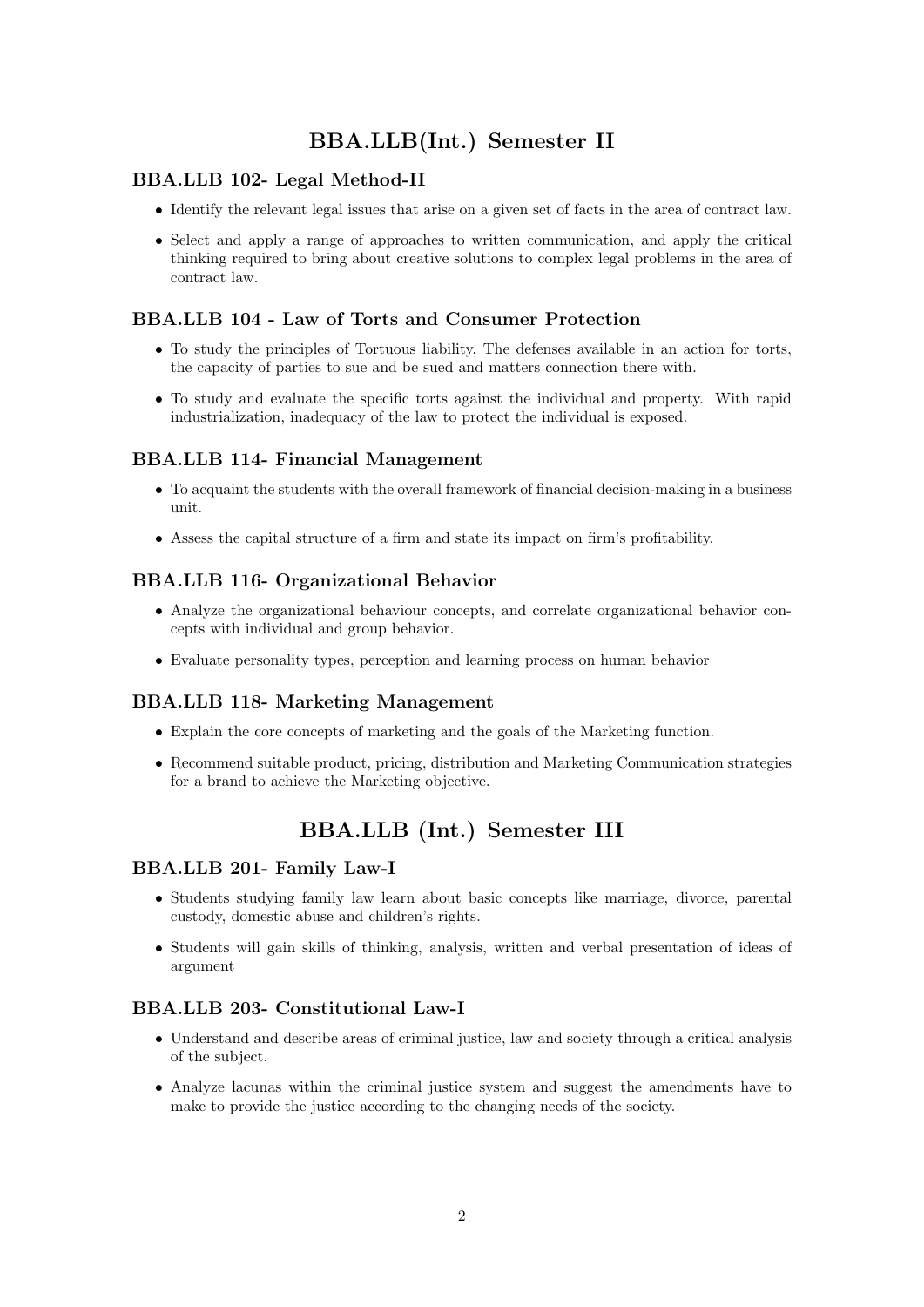# BBA.LLB(Int.) Semester II

### BBA.LLB 102- Legal Method-II

- Identify the relevant legal issues that arise on a given set of facts in the area of contract law.
- Select and apply a range of approaches to written communication, and apply the critical thinking required to bring about creative solutions to complex legal problems in the area of contract law.

### BBA.LLB 104 - Law of Torts and Consumer Protection

- To study the principles of Tortuous liability, The defenses available in an action for torts, the capacity of parties to sue and be sued and matters connection there with.
- To study and evaluate the specific torts against the individual and property. With rapid industrialization, inadequacy of the law to protect the individual is exposed.

### BBA.LLB 114- Financial Management

- To acquaint the students with the overall framework of financial decision-making in a business unit.
- Assess the capital structure of a firm and state its impact on firm's profitability.

### BBA.LLB 116- Organizational Behavior

- Analyze the organizational behaviour concepts, and correlate organizational behavior concepts with individual and group behavior.
- Evaluate personality types, perception and learning process on human behavior

### BBA.LLB 118- Marketing Management

- Explain the core concepts of marketing and the goals of the Marketing function.
- Recommend suitable product, pricing, distribution and Marketing Communication strategies for a brand to achieve the Marketing objective.

# BBA.LLB (Int.) Semester III

### BBA.LLB 201- Family Law-I

- Students studying family law learn about basic concepts like marriage, divorce, parental custody, domestic abuse and children's rights.
- Students will gain skills of thinking, analysis, written and verbal presentation of ideas of argument

### BBA.LLB 203- Constitutional Law-I

- Understand and describe areas of criminal justice, law and society through a critical analysis of the subject.
- Analyze lacunas within the criminal justice system and suggest the amendments have to make to provide the justice according to the changing needs of the society.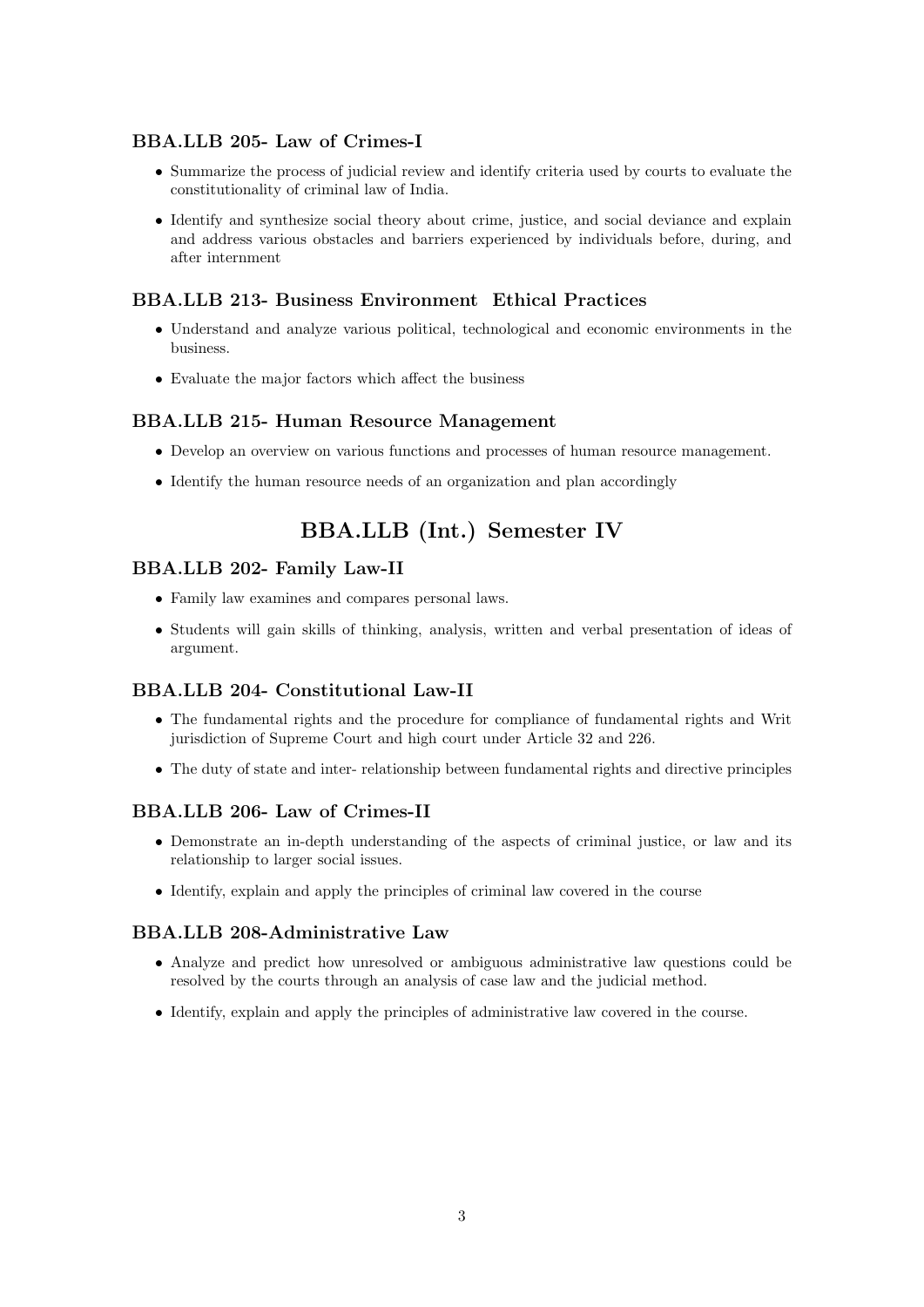### BBA.LLB 205- Law of Crimes-I

- Summarize the process of judicial review and identify criteria used by courts to evaluate the constitutionality of criminal law of India.
- Identify and synthesize social theory about crime, justice, and social deviance and explain and address various obstacles and barriers experienced by individuals before, during, and after internment

### BBA.LLB 213- Business Environment  Ethical Practices

- Understand and analyze various political, technological and economic environments in the business.
- Evaluate the major factors which affect the business

### BBA.LLB 215- Human Resource Management

- Develop an overview on various functions and processes of human resource management.
- Identify the human resource needs of an organization and plan accordingly

## BBA.LLB (Int.) Semester IV

### BBA.LLB 202- Family Law-II

- Family law examines and compares personal laws.
- Students will gain skills of thinking, analysis, written and verbal presentation of ideas of argument.

### BBA.LLB 204- Constitutional Law-II

- The fundamental rights and the procedure for compliance of fundamental rights and Writ jurisdiction of Supreme Court and high court under Article 32 and 226.
- The duty of state and inter- relationship between fundamental rights and directive principles

### BBA.LLB 206- Law of Crimes-II

- Demonstrate an in-depth understanding of the aspects of criminal justice, or law and its relationship to larger social issues.
- Identify, explain and apply the principles of criminal law covered in the course

### BBA.LLB 208-Administrative Law

- Analyze and predict how unresolved or ambiguous administrative law questions could be resolved by the courts through an analysis of case law and the judicial method.
- Identify, explain and apply the principles of administrative law covered in the course.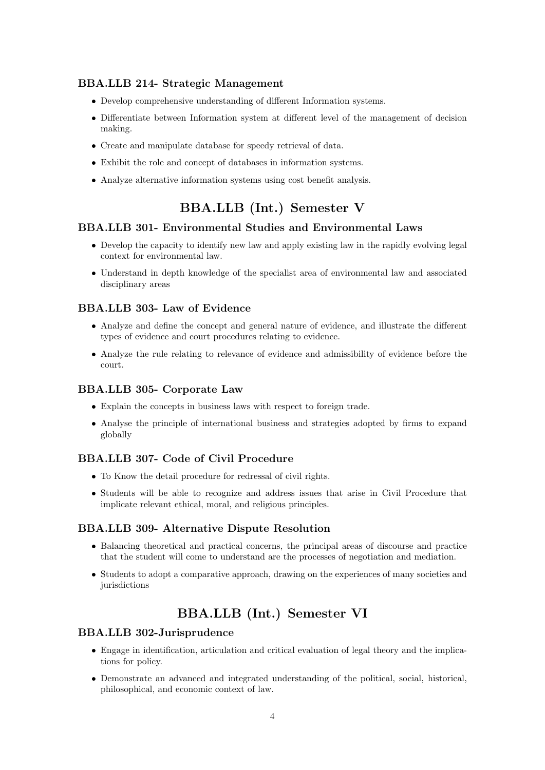### BBA.LLB 214- Strategic Management

- Develop comprehensive understanding of different Information systems.
- Differentiate between Information system at different level of the management of decision making.
- Create and manipulate database for speedy retrieval of data.
- Exhibit the role and concept of databases in information systems.
- Analyze alternative information systems using cost benefit analysis.

## BBA.LLB (Int.) Semester V

### BBA.LLB 301- Environmental Studies and Environmental Laws

- Develop the capacity to identify new law and apply existing law in the rapidly evolving legal context for environmental law.
- Understand in depth knowledge of the specialist area of environmental law and associated disciplinary areas

### BBA.LLB 303- Law of Evidence

- Analyze and define the concept and general nature of evidence, and illustrate the different types of evidence and court procedures relating to evidence.
- Analyze the rule relating to relevance of evidence and admissibility of evidence before the court.

### BBA.LLB 305- Corporate Law

- Explain the concepts in business laws with respect to foreign trade.
- Analyse the principle of international business and strategies adopted by firms to expand globally

### BBA.LLB 307- Code of Civil Procedure

- To Know the detail procedure for redressal of civil rights.
- Students will be able to recognize and address issues that arise in Civil Procedure that implicate relevant ethical, moral, and religious principles.

### BBA.LLB 309- Alternative Dispute Resolution

- Balancing theoretical and practical concerns, the principal areas of discourse and practice that the student will come to understand are the processes of negotiation and mediation.
- Students to adopt a comparative approach, drawing on the experiences of many societies and jurisdictions

## BBA.LLB (Int.) Semester VI

### BBA.LLB 302-Jurisprudence

- Engage in identification, articulation and critical evaluation of legal theory and the implications for policy.
- Demonstrate an advanced and integrated understanding of the political, social, historical, philosophical, and economic context of law.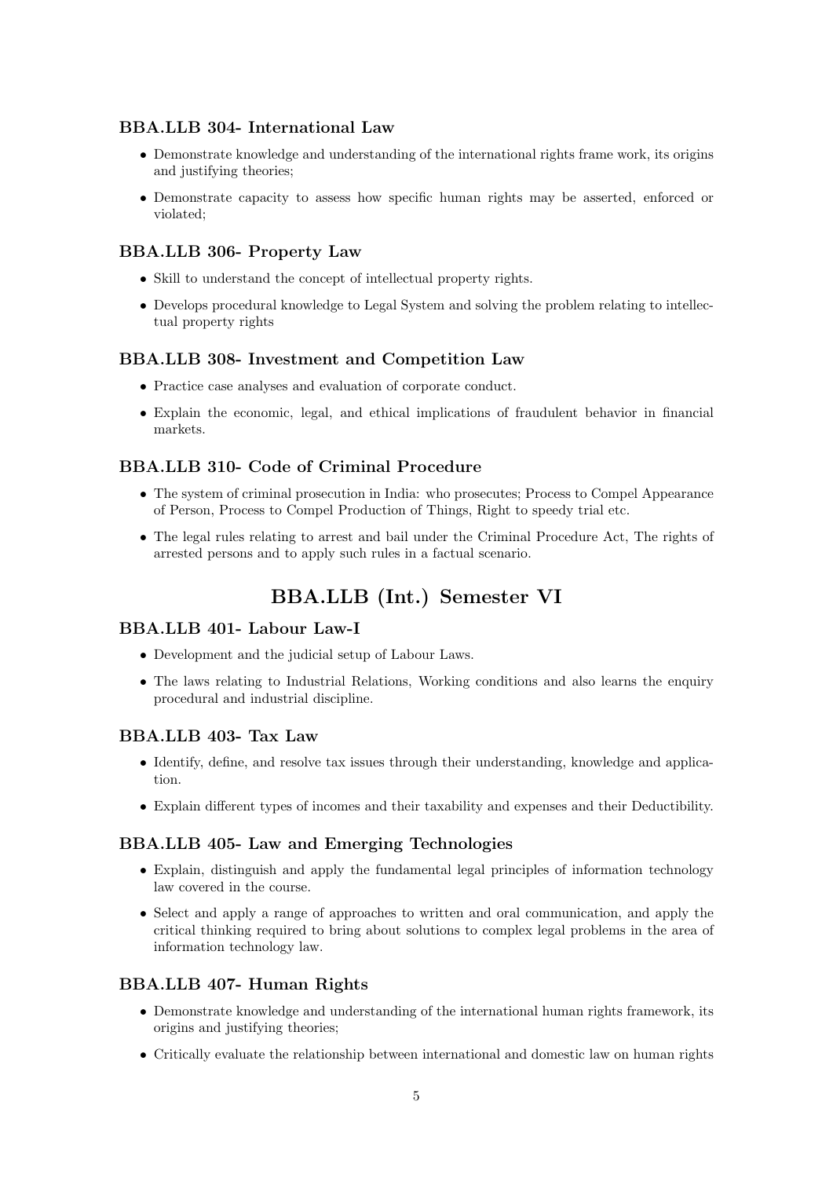### BBA.LLB 304- International Law

- Demonstrate knowledge and understanding of the international rights frame work, its origins and justifying theories;
- Demonstrate capacity to assess how specific human rights may be asserted, enforced or violated;

### BBA.LLB 306- Property Law

- Skill to understand the concept of intellectual property rights.
- Develops procedural knowledge to Legal System and solving the problem relating to intellectual property rights

### BBA.LLB 308- Investment and Competition Law

- Practice case analyses and evaluation of corporate conduct.
- Explain the economic, legal, and ethical implications of fraudulent behavior in financial markets.

### BBA.LLB 310- Code of Criminal Procedure

- The system of criminal prosecution in India: who prosecutes; Process to Compel Appearance of Person, Process to Compel Production of Things, Right to speedy trial etc.
- The legal rules relating to arrest and bail under the Criminal Procedure Act, The rights of arrested persons and to apply such rules in a factual scenario.

## BBA.LLB (Int.) Semester VI

### BBA.LLB 401- Labour Law-I

- Development and the judicial setup of Labour Laws.
- The laws relating to Industrial Relations, Working conditions and also learns the enquiry procedural and industrial discipline.

### BBA.LLB 403- Tax Law

- Identify, define, and resolve tax issues through their understanding, knowledge and application.
- Explain different types of incomes and their taxability and expenses and their Deductibility.

### BBA.LLB 405- Law and Emerging Technologies

- Explain, distinguish and apply the fundamental legal principles of information technology law covered in the course.
- Select and apply a range of approaches to written and oral communication, and apply the critical thinking required to bring about solutions to complex legal problems in the area of information technology law.

### BBA.LLB 407- Human Rights

- Demonstrate knowledge and understanding of the international human rights framework, its origins and justifying theories;
- Critically evaluate the relationship between international and domestic law on human rights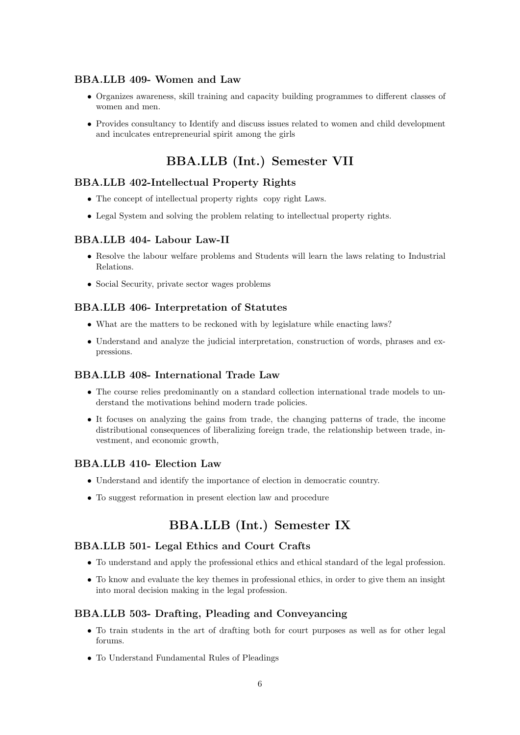### BBA.LLB 409- Women and Law

- Organizes awareness, skill training and capacity building programmes to different classes of women and men.
- Provides consultancy to Identify and discuss issues related to women and child development and inculcates entrepreneurial spirit among the girls

## BBA.LLB (Int.) Semester VII

### BBA.LLB 402-Intellectual Property Rights

- The concept of intellectual property rights copy right Laws.
- Legal System and solving the problem relating to intellectual property rights.

### BBA.LLB 404- Labour Law-II

- Resolve the labour welfare problems and Students will learn the laws relating to Industrial Relations.
- Social Security, private sector wages problems

### BBA.LLB 406- Interpretation of Statutes

- What are the matters to be reckoned with by legislature while enacting laws?
- Understand and analyze the judicial interpretation, construction of words, phrases and expressions.

### BBA.LLB 408- International Trade Law

- The course relies predominantly on a standard collection international trade models to understand the motivations behind modern trade policies.
- It focuses on analyzing the gains from trade, the changing patterns of trade, the income distributional consequences of liberalizing foreign trade, the relationship between trade, investment, and economic growth,

### BBA.LLB 410- Election Law

- Understand and identify the importance of election in democratic country.
- To suggest reformation in present election law and procedure

## BBA.LLB (Int.) Semester IX

### BBA.LLB 501- Legal Ethics and Court Crafts

- To understand and apply the professional ethics and ethical standard of the legal profession.
- To know and evaluate the key themes in professional ethics, in order to give them an insight into moral decision making in the legal profession.

### BBA.LLB 503- Drafting, Pleading and Conveyancing

- To train students in the art of drafting both for court purposes as well as for other legal forums.
- To Understand Fundamental Rules of Pleadings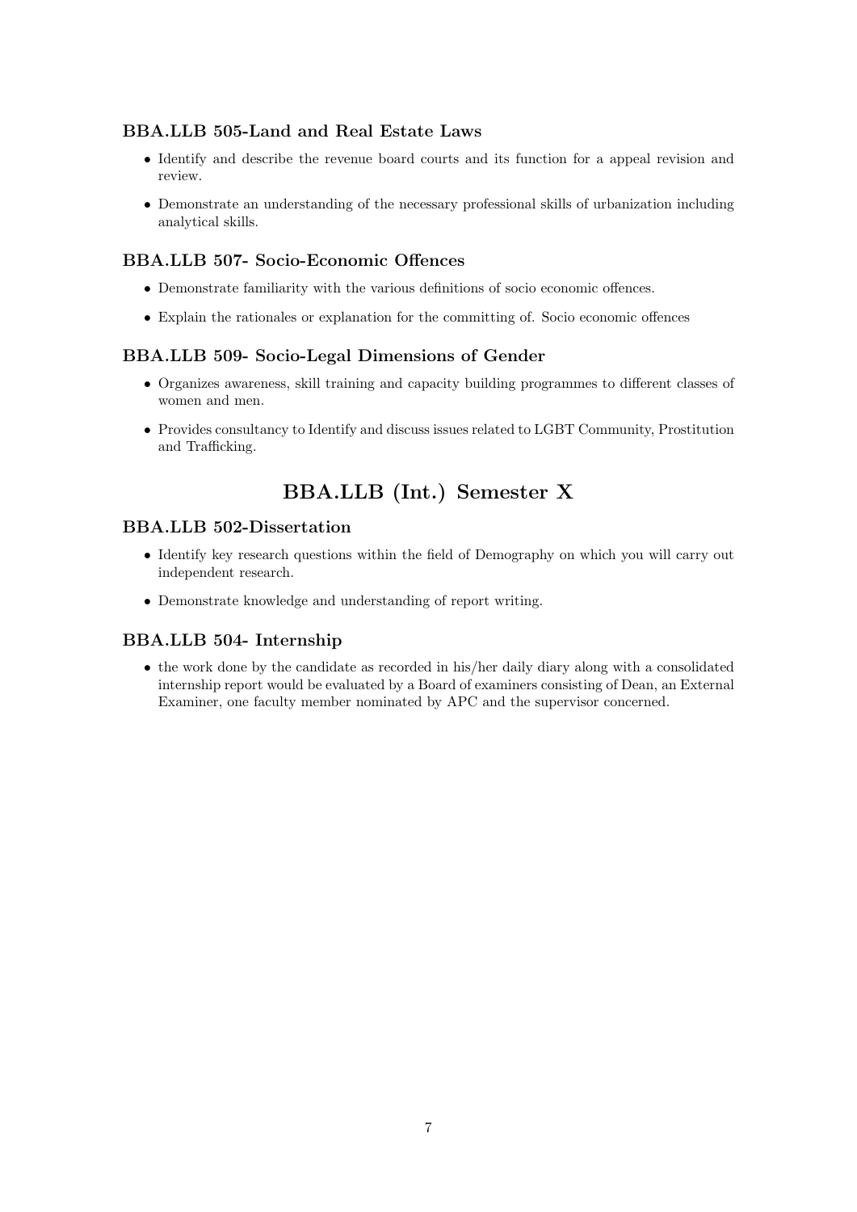### BBA.LLB 505-Land and Real Estate Laws

- Identify and describe the revenue board courts and its function for a appeal revision and review.
- Demonstrate an understanding of the necessary professional skills of urbanization including analytical skills.

### BBA.LLB 507- Socio-Economic Offences

- Demonstrate familiarity with the various definitions of socio economic offences.
- Explain the rationales or explanation for the committing of. Socio economic offences

### BBA.LLB 509- Socio-Legal Dimensions of Gender

- Organizes awareness, skill training and capacity building programmes to different classes of women and men.
- Provides consultancy to Identify and discuss issues related to LGBT Community, Prostitution and Trafficking.

## BBA.LLB (Int.) Semester X

### BBA.LLB 502-Dissertation

- Identify key research questions within the field of Demography on which you will carry out independent research.
- Demonstrate knowledge and understanding of report writing.

### BBA.LLB 504- Internship

- the work done by the candidate as recorded in his/her daily diary along with a consolidated internship report would be evaluated by a Board of examiners consisting of Dean, an External Examiner, one faculty member nominated by APC and the supervisor concerned.